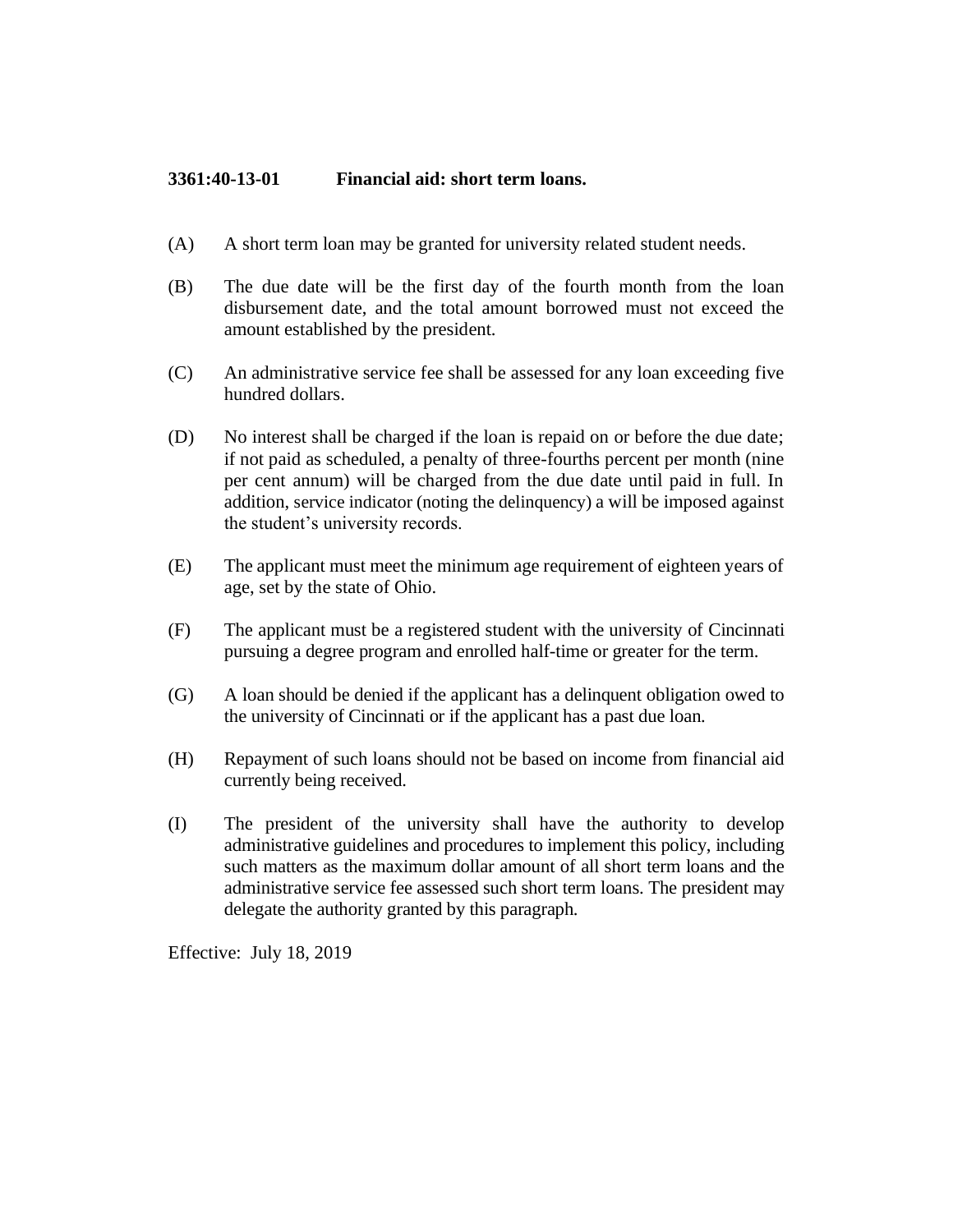**3361:40-13-01 Financial aid: short term loans.**

(A) A short term loan may be granted for university related student needs.

(B) The due date will be the first day of the fourth month from the loan disbursement date, and the total amount borrowed must not exceed the amount established by the president.

(C) An administrative service fee shall be assessed for any loan exceeding five hundred dollars.

(D) No interest shall be charged if the loan is repaid on or before the due date; if not paid as scheduled, a penalty of three-fourths percent per month (nine per cent annum) will be charged from the due date until paid in full. In addition, service indicator (noting the delinquency) a will be imposed against the student's university records.

(E) The applicant must meet the minimum age requirement of eighteen years of age, set by the state of Ohio.

(F) The applicant must be a registered student with the university of Cincinnati pursuing a degree program and enrolled half-time or greater for the term.

(G) A loan should be denied if the applicant has a delinquent obligation owed to the university of Cincinnati or if the applicant has a past due loan.

(H) Repayment of such loans should not be based on income from financial aid currently being received.

(I) The president of the university shall have the authority to develop administrative guidelines and procedures to implement this policy, including such matters as the maximum dollar amount of all short term loans and the administrative service fee assessed such short term loans. The president may delegate the authority granted by this paragraph.

Effective: July 18, 2019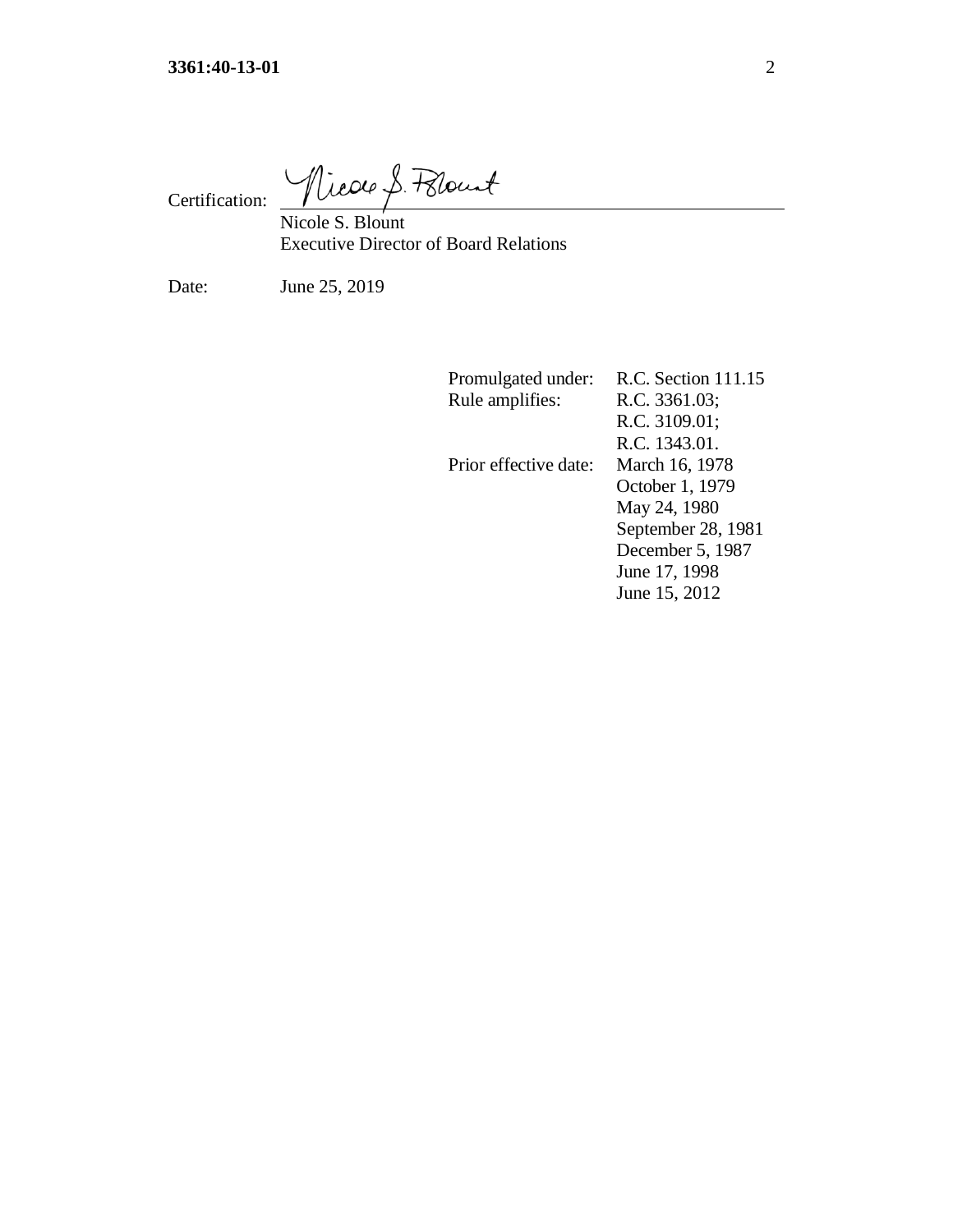Certification: ______________________________

Nicole S. Blount
Executive Director of Board Relations

Date: June 25, 2019

| | |
|---|---|
| Promulgated under: | R.C. Section 111.15 |
| Rule amplifies: | R.C. 3361.03; |
| | R.C. 3109.01; |
| | R.C. 1343.01. |
| Prior effective date: | March 16, 1978 |
| | October 1, 1979 |
| | May 24, 1980 |
| | September 28, 1981 |
| | December 5, 1987 |
| | June 17, 1998 |
| | June 15, 2012 |